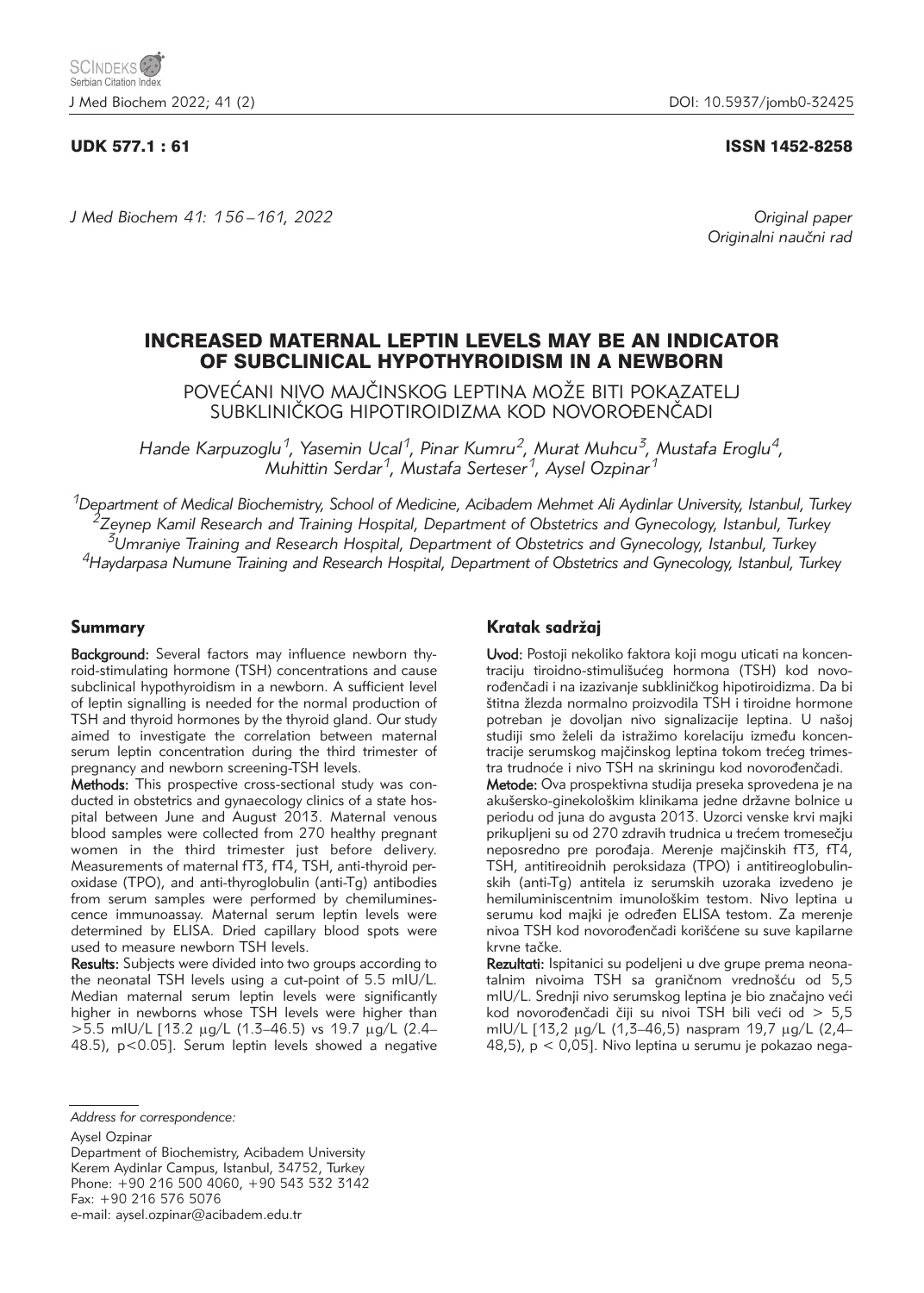UDK 577.1 : 61

ISSN 1452-8258

Original paper
Originalni naučni rad

# INCREASED MATERNAL LEPTIN LEVELS MAY BE AN INDICATOR OF SUBCLINICAL HYPOTHYROIDISM IN A NEWBORN

POVEĆANI NIVO MAJČINSKOG LEPTINA MOŽE BITI POKAZATELJ SUBKLINIČKOG HIPOTIROIDIZMA KOD NOVOROĐENČADI

*Hande Karpuzoglu[1], Yasemin Ucal[1], Pinar Kumru[2], Murat Muhcu[3], Mustafa Eroglu[4], Muhittin Serdar[1], Mustafa Serteser[1], Aysel Ozpinar[1]*

[1]Department of Medical Biochemistry, School of Medicine, Acibadem Mehmet Ali Aydinlar University, Istanbul, Turkey
[2]Zeynep Kamil Research and Training Hospital, Department of Obstetrics and Gynecology, Istanbul, Turkey
[3]Umraniye Training and Research Hospital, Department of Obstetrics and Gynecology, Istanbul, Turkey
[4]Haydarpasa Numune Training and Research Hospital, Department of Obstetrics and Gynecology, Istanbul, Turkey

## Summary

**Background:** Several factors may influence newborn thyroid-stimulating hormone (TSH) concentrations and cause subclinical hypothyroidism in a newborn. A sufficient level of leptin signalling is needed for the normal production of TSH and thyroid hormones by the thyroid gland. Our study aimed to investigate the correlation between maternal serum leptin concentration during the third trimester of pregnancy and newborn screening-TSH levels.

**Methods:** This prospective cross-sectional study was conducted in obstetrics and gynaecology clinics of a state hospital between June and August 2013. Maternal venous blood samples were collected from 270 healthy pregnant women in the third trimester just before delivery. Measurements of maternal fT3, fT4, TSH, anti-thyroid peroxidase (TPO), and anti-thyroglobulin (anti-Tg) antibodies from serum samples were performed by chemiluminescence immunoassay. Maternal serum leptin levels were determined by ELISA. Dried capillary blood spots were used to measure newborn TSH levels.

**Results:** Subjects were divided into two groups according to the neonatal TSH levels using a cut-point of 5.5 mIU/L. Median maternal serum leptin levels were significantly higher in newborns whose TSH levels were higher than >5.5 mIU/L [13.2 μg/L (1.3–46.5) vs 19.7 μg/L (2.4–48.5), p<0.05]. Serum leptin levels showed a negative

## Kratak sadržaj

**Uvod:** Postoji nekoliko faktora koji mogu uticati na koncentraciju tiroidno-stimulišućeg hormona (TSH) kod novorođenčadi i na izazivanje subkliničkog hipotiroidizma. Da bi štitna žlezda normalno proizvodila TSH i tiroidne hormone potreban je dovoljan nivo signalizacije leptina. U našoj studiji smo želeli da istražimo korelaciju između koncentracije serumskog majčinskog leptina tokom trećeg trimestra trudnoće i nivo TSH na skriningu kod novorođenčadi.

**Metode:** Ova prospektivna studija preseka sprovedena je na akušersko-ginekološkim klinikama jedne državne bolnice u periodu od juna do avgusta 2013. Uzorci venske krvi majki prikupljeni su od 270 zdravih trudnica u trećem tromesečju neposredno pre porođaja. Merenje majčinskih fT3, fT4, TSH, antitireoidnih peroksidaza (TPO) i antitireoglobulinskih (anti-Tg) antitela iz serumskih uzoraka izvedeno je hemiluminiscentnim imunološkim testom. Nivo leptina u serumu kod majki je određen ELISA testom. Za merenje nivoa TSH kod novorođenčadi korišćene su suve kapilarne krvne tačke.

**Rezultati:** Ispitanici su podeljeni u dve grupe prema neonatalnim nivoima TSH sa graničnom vrednošću od 5,5 mIU/L. Srednji nivo serumskog leptina je bio značajno veći kod novorođenčadi čiji su nivoi TSH bili veći od > 5,5 mIU/L [13,2 μg/L (1,3–46,5) naspram 19,7 μg/L (2,4–48,5), p < 0,05]. Nivo leptina u serumu je pokazao nega-

*Address for correspondence:*

Aysel Ozpinar
Department of Biochemistry, Acibadem University
Kerem Aydinlar Campus, Istanbul, 34752, Turkey
Phone: +90 216 500 4060, +90 543 532 3142
Fax: +90 216 576 5076
e-mail: aysel.ozpinar@acibadem.edu.tr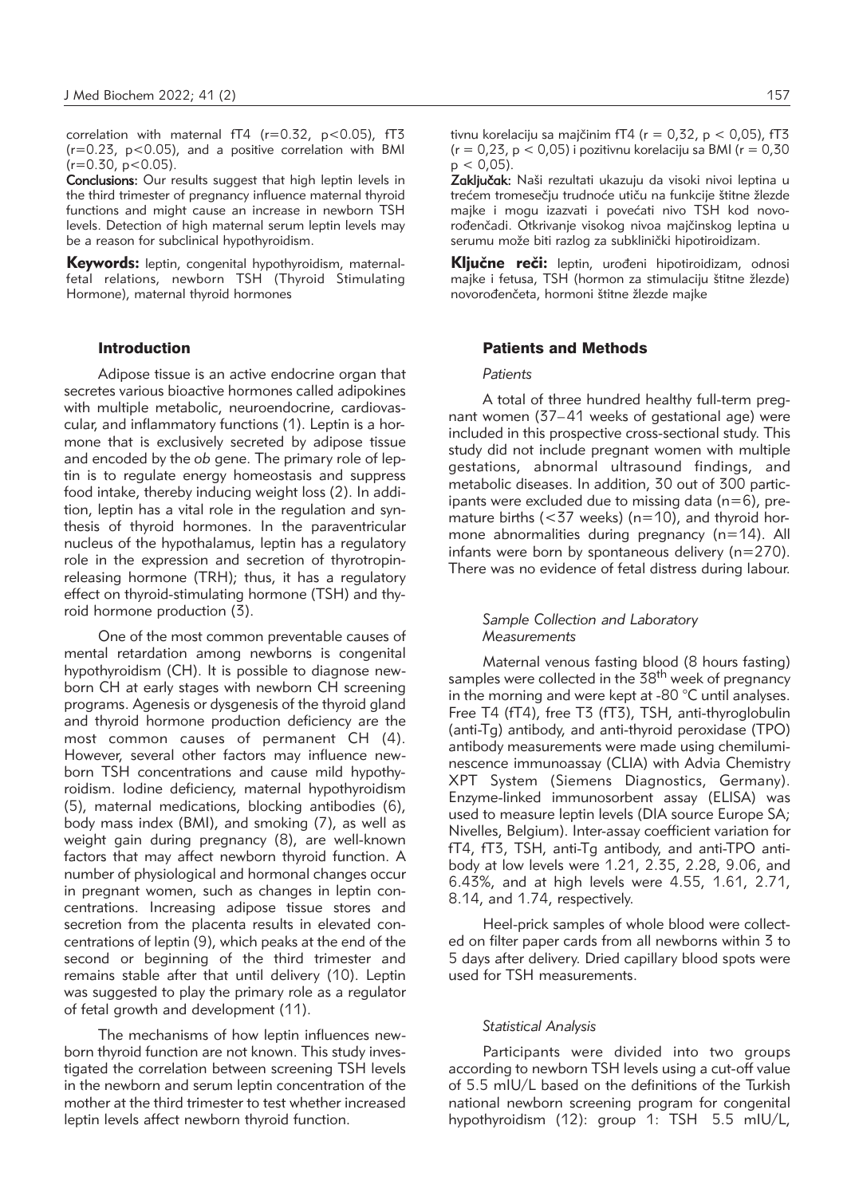correlation with maternal fT4 ($r=0.32$, $p<0.05$), fT3 ($r=0.23$, $p<0.05$), and a positive correlation with BMI ($r=0.30$, $p<0.05$).

**Conclusions:** Our results suggest that high leptin levels in the third trimester of pregnancy influence maternal thyroid functions and might cause an increase in newborn TSH levels. Detection of high maternal serum leptin levels may be a reason for subclinical hypothyroidism.

**Keywords:** leptin, congenital hypothyroidism, maternal-fetal relations, newborn TSH (Thyroid Stimulating Hormone), maternal thyroid hormones

tivnu korelaciju sa majčinim fT4 ($r = 0,32$, $p < 0,05$), fT3 ($r = 0,23$, $p < 0,05$) i pozitivnu korelaciju sa BMI ($r = 0,30$ $p < 0,05$).

**Zaključak:** Naši rezultati ukazuju da visoki nivoi leptina u trećem tromesečju trudnoće utiču na funkcije štitne žlezde majke i mogu izazvati i povećati nivo TSH kod novorođenčadi. Otkrivanje visokog nivoa majčinskog leptina u serumu može biti razlog za subklinički hipotiroidizam.

**Ključne reči:** leptin, urođeni hipotiroidizam, odnosi majke i fetusa, TSH (hormon za stimulaciju štitne žlezde) novorođenčeta, hormoni štitne žlezde majke

## Introduction

Adipose tissue is an active endocrine organ that secretes various bioactive hormones called adipokines with multiple metabolic, neuroendocrine, cardiovascular, and inflammatory functions (1). Leptin is a hormone that is exclusively secreted by adipose tissue and encoded by the *ob* gene. The primary role of leptin is to regulate energy homeostasis and suppress food intake, thereby inducing weight loss (2). In addition, leptin has a vital role in the regulation and synthesis of thyroid hormones. In the paraventricular nucleus of the hypothalamus, leptin has a regulatory role in the expression and secretion of thyrotropin-releasing hormone (TRH); thus, it has a regulatory effect on thyroid-stimulating hormone (TSH) and thyroid hormone production (3).

One of the most common preventable causes of mental retardation among newborns is congenital hypothyroidism (CH). It is possible to diagnose newborn CH at early stages with newborn CH screening programs. Agenesis or dysgenesis of the thyroid gland and thyroid hormone production deficiency are the most common causes of permanent CH (4). However, several other factors may influence newborn TSH concentrations and cause mild hypothyroidism. Iodine deficiency, maternal hypothyroidism (5), maternal medications, blocking antibodies (6), body mass index (BMI), and smoking (7), as well as weight gain during pregnancy (8), are well-known factors that may affect newborn thyroid function. A number of physiological and hormonal changes occur in pregnant women, such as changes in leptin concentrations. Increasing adipose tissue stores and secretion from the placenta results in elevated concentrations of leptin (9), which peaks at the end of the second or beginning of the third trimester and remains stable after that until delivery (10). Leptin was suggested to play the primary role as a regulator of fetal growth and development (11).

The mechanisms of how leptin influences newborn thyroid function are not known. This study investigated the correlation between screening TSH levels in the newborn and serum leptin concentration of the mother at the third trimester to test whether increased leptin levels affect newborn thyroid function.

## Patients and Methods

### *Patients*

A total of three hundred healthy full-term pregnant women (37–41 weeks of gestational age) were included in this prospective cross-sectional study. This study did not include pregnant women with multiple gestations, abnormal ultrasound findings, and metabolic diseases. In addition, 30 out of 300 participants were excluded due to missing data ($n=6$), premature births (<37 weeks) ($n=10$), and thyroid hormone abnormalities during pregnancy ($n=14$). All infants were born by spontaneous delivery ($n=270$). There was no evidence of fetal distress during labour.

### *Sample Collection and Laboratory Measurements*

Maternal venous fasting blood (8 hours fasting) samples were collected in the 38$^{th}$ week of pregnancy in the morning and were kept at -80 °C until analyses. Free T4 (fT4), free T3 (fT3), TSH, anti-thyroglobulin (anti-Tg) antibody, and anti-thyroid peroxidase (TPO) antibody measurements were made using chemiluminescence immunoassay (CLIA) with Advia Chemistry XPT System (Siemens Diagnostics, Germany). Enzyme-linked immunosorbent assay (ELISA) was used to measure leptin levels (DIA source Europe SA; Nivelles, Belgium). Inter-assay coefficient variation for fT4, fT3, TSH, anti-Tg antibody, and anti-TPO antibody at low levels were 1.21, 2.35, 2.28, 9.06, and 6.43%, and at high levels were 4.55, 1.61, 2.71, 8.14, and 1.74, respectively.

Heel-prick samples of whole blood were collected on filter paper cards from all newborns within 3 to 5 days after delivery. Dried capillary blood spots were used for TSH measurements.

### *Statistical Analysis*

Participants were divided into two groups according to newborn TSH levels using a cut-off value of 5.5 mIU/L based on the definitions of the Turkish national newborn screening program for congenital hypothyroidism (12): group 1: TSH 5.5 mIU/L,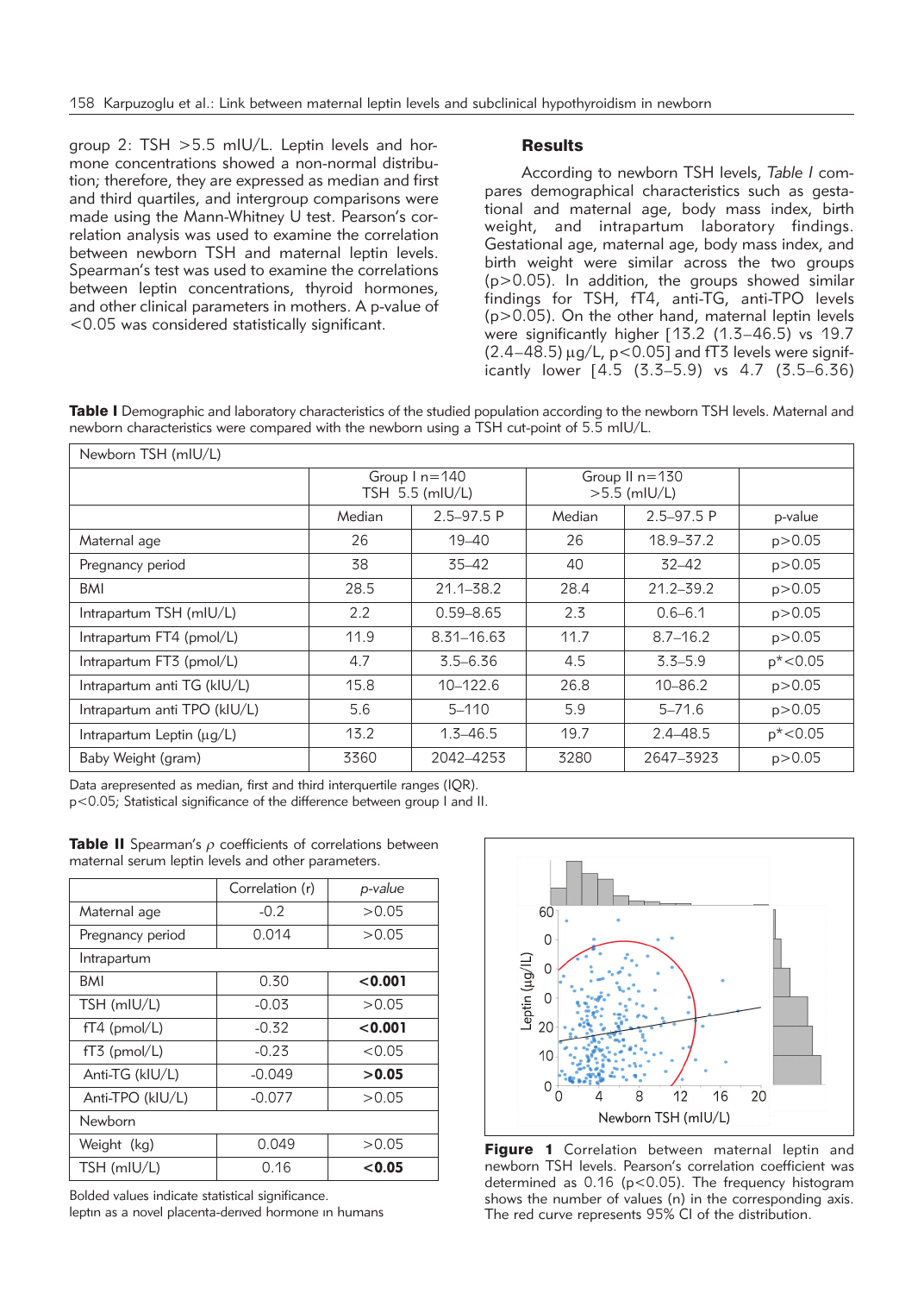group 2: TSH >5.5 mIU/L. Leptin levels and hormone concentrations showed a non-normal distribution; therefore, they are expressed as median and first and third quartiles, and intergroup comparisons were made using the Mann-Whitney U test. Pearson's correlation analysis was used to examine the correlation between newborn TSH and maternal leptin levels. Spearman's test was used to examine the correlations between leptin concentrations, thyroid hormones, and other clinical parameters in mothers. A p-value of <0.05 was considered statistically significant.

## Results

According to newborn TSH levels, *Table I* compares demographical characteristics such as gestational and maternal age, body mass index, birth weight, and intrapartum laboratory findings. Gestational age, maternal age, body mass index, and birth weight were similar across the two groups (p>0.05). In addition, the groups showed similar findings for TSH, fT4, anti-TG, anti-TPO levels (p>0.05). On the other hand, maternal leptin levels were significantly higher [13.2 (1.3–46.5) vs 19.7 (2.4–48.5) µg/L, p<0.05] and fT3 levels were significantly lower [4.5 (3.3–5.9) vs 4.7 (3.5–6.36)

**Table I** Demographic and laboratory characteristics of the studied population according to the newborn TSH levels. Maternal and newborn characteristics were compared with the newborn using a TSH cut-point of 5.5 mIU/L.

| Newborn TSH (mIU/L) | | | | | |
|---|---|---|---|---|---|
| | Group I n=140 TSH 5.5 (mIU/L) | | Group II n=130 >5.5 (mIU/L) | | |
| | Median | 2.5–97.5 P | Median | 2.5–97.5 P | p-value |
| Maternal age | 26 | 19–40 | 26 | 18.9–37.2 | p>0.05 |
| Pregnancy period | 38 | 35–42 | 40 | 32–42 | p>0.05 |
| BMI | 28.5 | 21.1–38.2 | 28.4 | 21.2–39.2 | p>0.05 |
| Intrapartum TSH (mIU/L) | 2.2 | 0.59–8.65 | 2.3 | 0.6–6.1 | p>0.05 |
| Intrapartum FT4 (pmol/L) | 11.9 | 8.31–16.63 | 11.7 | 8.7–16.2 | p>0.05 |
| Intrapartum FT3 (pmol/L) | 4.7 | 3.5–6.36 | 4.5 | 3.3–5.9 | p*<0.05 |
| Intrapartum anti TG (kIU/L) | 15.8 | 10–122.6 | 26.8 | 10–86.2 | p>0.05 |
| Intrapartum anti TPO (kIU/L) | 5.6 | 5–110 | 5.9 | 5–71.6 | p>0.05 |
| Intrapartum Leptin (µg/L) | 13.2 | 1.3–46.5 | 19.7 | 2.4–48.5 | p*<0.05 |
| Baby Weight (gram) | 3360 | 2042–4253 | 3280 | 2647–3923 | p>0.05 |

Data arepresented as median, first and third interquertile ranges (IQR).
p<0.05; Statistical significance of the difference between group I and II.

**Table II** Spearman's $\rho$ coefficients of correlations between maternal serum leptin levels and other parameters.

| | Correlation (r) | *p-value* |
|---|---|---|
| Maternal age | -0.2 | >0.05 |
| Pregnancy period | 0.014 | >0.05 |
| Intrapartum | | |
| BMI | 0.30 | **<0.001** |
| TSH (mIU/L) | -0.03 | >0.05 |
| fT4 (pmol/L) | -0.32 | **<0.001** |
| fT3 (pmol/L) | -0.23 | <0.05 |
| Anti-TG (kIU/L) | -0.049 | **>0.05** |
| Anti-TPO (kIU/L) | -0.077 | >0.05 |
| Newborn | | |
| Weight (kg) | 0.049 | >0.05 |
| TSH (mIU/L) | 0.16 | **<0.05** |

Bolded values indicate statistical significance.
leptin as a novel placenta-derived hormone in humans

**Figure 1** Correlation between maternal leptin and newborn TSH levels. Pearson's correlation coefficient was determined as 0.16 (p<0.05). The frequency histogram shows the number of values (n) in the corresponding axis. The red curve represents 95% CI of the distribution.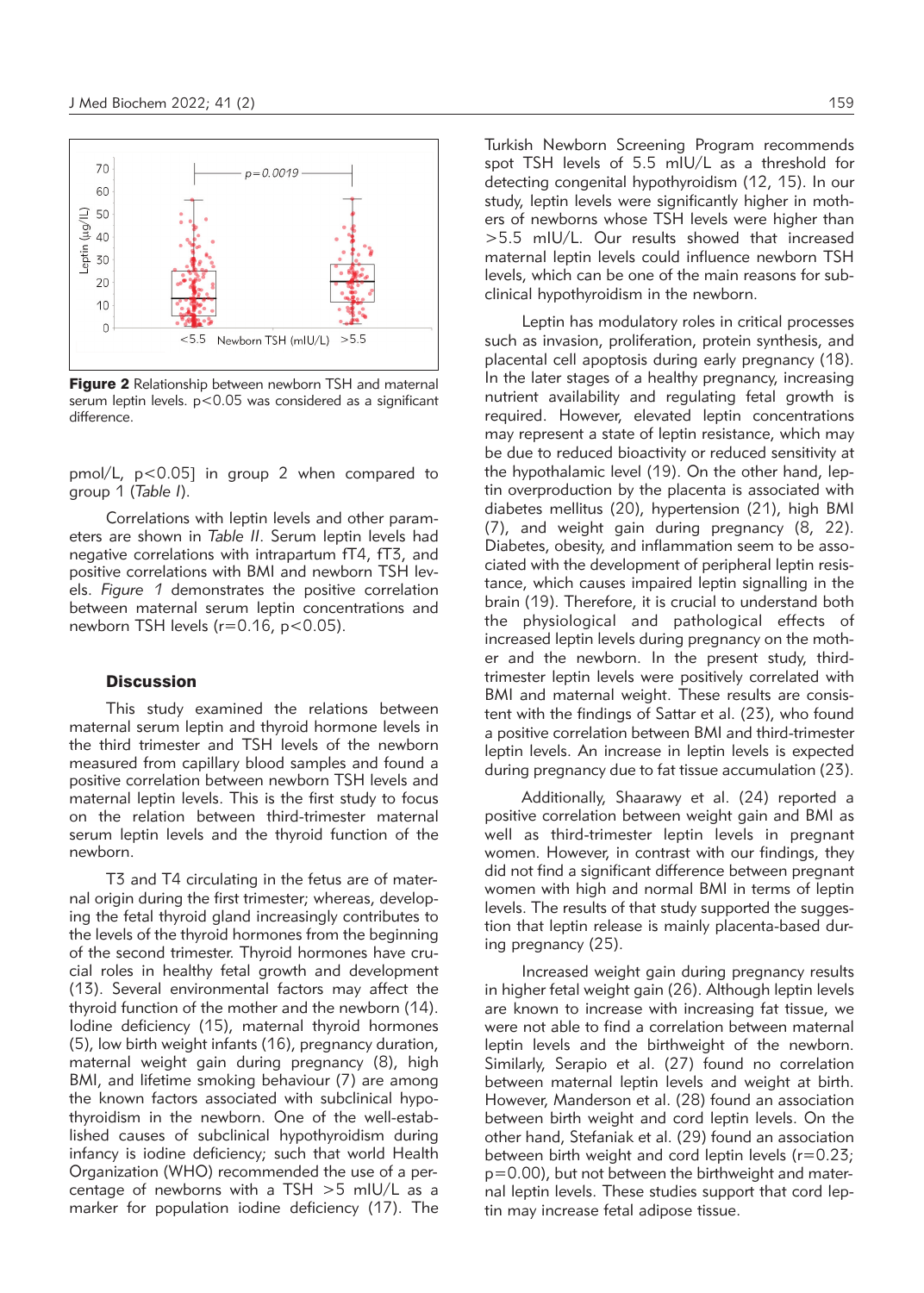Figure 2 Relationship between newborn TSH and maternal serum leptin levels. $p<0.05$ was considered as a significant difference.

pmol/L, $p<0.05$] in group 2 when compared to group 1 (*Table I*).

Correlations with leptin levels and other parameters are shown in *Table II*. Serum leptin levels had negative correlations with intrapartum fT4, fT3, and positive correlations with BMI and newborn TSH levels. *Figure 1* demonstrates the positive correlation between maternal serum leptin concentrations and newborn TSH levels ($r=0.16$, $p<0.05$).

## Discussion

This study examined the relations between maternal serum leptin and thyroid hormone levels in the third trimester and TSH levels of the newborn measured from capillary blood samples and found a positive correlation between newborn TSH levels and maternal leptin levels. This is the first study to focus on the relation between third-trimester maternal serum leptin levels and the thyroid function of the newborn.

T3 and T4 circulating in the fetus are of maternal origin during the first trimester; whereas, developing the fetal thyroid gland increasingly contributes to the levels of the thyroid hormones from the beginning of the second trimester. Thyroid hormones have crucial roles in healthy fetal growth and development (13). Several environmental factors may affect the thyroid function of the mother and the newborn (14). Iodine deficiency (15), maternal thyroid hormones (5), low birth weight infants (16), pregnancy duration, maternal weight gain during pregnancy (8), high BMI, and lifetime smoking behaviour (7) are among the known factors associated with subclinical hypothyroidism in the newborn. One of the well-established causes of subclinical hypothyroidism during infancy is iodine deficiency; such that world Health Organization (WHO) recommended the use of a percentage of newborns with a TSH >5 mIU/L as a marker for population iodine deficiency (17). The Turkish Newborn Screening Program recommends spot TSH levels of 5.5 mIU/L as a threshold for detecting congenital hypothyroidism (12, 15). In our study, leptin levels were significantly higher in mothers of newborns whose TSH levels were higher than >5.5 mIU/L. Our results showed that increased maternal leptin levels could influence newborn TSH levels, which can be one of the main reasons for subclinical hypothyroidism in the newborn.

Leptin has modulatory roles in critical processes such as invasion, proliferation, protein synthesis, and placental cell apoptosis during early pregnancy (18). In the later stages of a healthy pregnancy, increasing nutrient availability and regulating fetal growth is required. However, elevated leptin concentrations may represent a state of leptin resistance, which may be due to reduced bioactivity or reduced sensitivity at the hypothalamic level (19). On the other hand, leptin overproduction by the placenta is associated with diabetes mellitus (20), hypertension (21), high BMI (7), and weight gain during pregnancy (8, 22). Diabetes, obesity, and inflammation seem to be associated with the development of peripheral leptin resistance, which causes impaired leptin signalling in the brain (19). Therefore, it is crucial to understand both the physiological and pathological effects of increased leptin levels during pregnancy on the mother and the newborn. In the present study, third-trimester leptin levels were positively correlated with BMI and maternal weight. These results are consistent with the findings of Sattar et al. (23), who found a positive correlation between BMI and third-trimester leptin levels. An increase in leptin levels is expected during pregnancy due to fat tissue accumulation (23).

Additionally, Shaarawy et al. (24) reported a positive correlation between weight gain and BMI as well as third-trimester leptin levels in pregnant women. However, in contrast with our findings, they did not find a significant difference between pregnant women with high and normal BMI in terms of leptin levels. The results of that study supported the suggestion that leptin release is mainly placenta-based during pregnancy (25).

Increased weight gain during pregnancy results in higher fetal weight gain (26). Although leptin levels are known to increase with increasing fat tissue, we were not able to find a correlation between maternal leptin levels and the birthweight of the newborn. Similarly, Serapio et al. (27) found no correlation between maternal leptin levels and weight at birth. However, Manderson et al. (28) found an association between birth weight and cord leptin levels. On the other hand, Stefaniak et al. (29) found an association between birth weight and cord leptin levels ($r=0.23$; $p=0.00$), but not between the birthweight and maternal leptin levels. These studies support that cord leptin may increase fetal adipose tissue.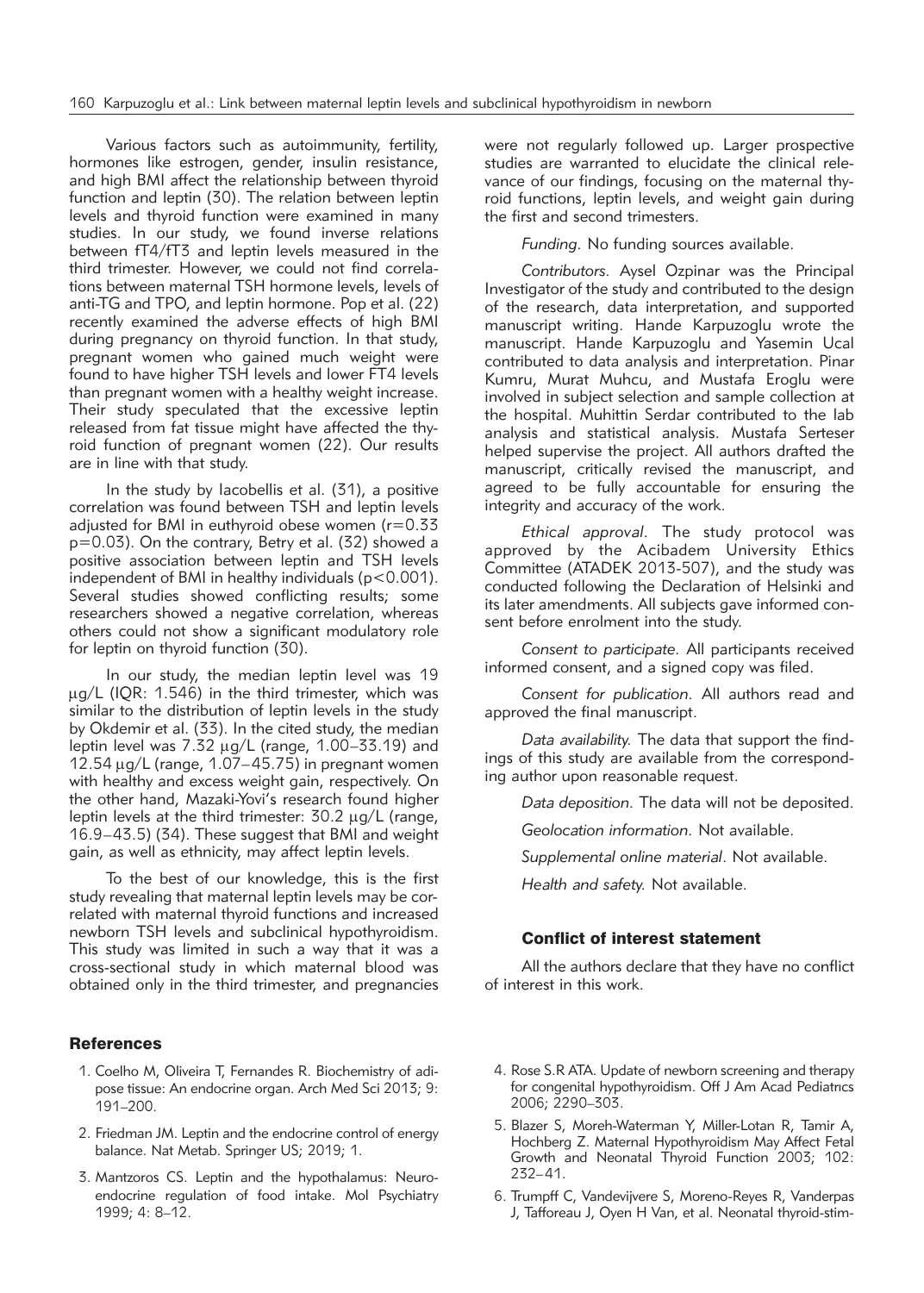Various factors such as autoimmunity, fertility, hormones like estrogen, gender, insulin resistance, and high BMI affect the relationship between thyroid function and leptin (30). The relation between leptin levels and thyroid function were examined in many studies. In our study, we found inverse relations between fT4/fT3 and leptin levels measured in the third trimester. However, we could not find correlations between maternal TSH hormone levels, levels of anti-TG and TPO, and leptin hormone. Pop et al. (22) recently examined the adverse effects of high BMI during pregnancy on thyroid function. In that study, pregnant women who gained much weight were found to have higher TSH levels and lower FT4 levels than pregnant women with a healthy weight increase. Their study speculated that the excessive leptin released from fat tissue might have affected the thyroid function of pregnant women (22). Our results are in line with that study.

In the study by Iacobellis et al. (31), a positive correlation was found between TSH and leptin levels adjusted for BMI in euthyroid obese women ($r=0.33$ $p=0.03$). On the contrary, Betry et al. (32) showed a positive association between leptin and TSH levels independent of BMI in healthy individuals ($p<0.001$). Several studies showed conflicting results; some researchers showed a negative correlation, whereas others could not show a significant modulatory role for leptin on thyroid function (30).

In our study, the median leptin level was 19 μg/L (IQR: 1.546) in the third trimester, which was similar to the distribution of leptin levels in the study by Okdemir et al. (33). In the cited study, the median leptin level was 7.32 μg/L (range, 1.00–33.19) and 12.54 μg/L (range, 1.07–45.75) in pregnant women with healthy and excess weight gain, respectively. On the other hand, Mazaki-Yovi's research found higher leptin levels at the third trimester: 30.2 μg/L (range, 16.9–43.5) (34). These suggest that BMI and weight gain, as well as ethnicity, may affect leptin levels.

To the best of our knowledge, this is the first study revealing that maternal leptin levels may be correlated with maternal thyroid functions and increased newborn TSH levels and subclinical hypothyroidism. This study was limited in such a way that it was a cross-sectional study in which maternal blood was obtained only in the third trimester, and pregnancies were not regularly followed up. Larger prospective studies are warranted to elucidate the clinical relevance of our findings, focusing on the maternal thyroid functions, leptin levels, and weight gain during the first and second trimesters.

*Funding*. No funding sources available.

*Contributors*. Aysel Ozpinar was the Principal Investigator of the study and contributed to the design of the research, data interpretation, and supported manuscript writing. Hande Karpuzoglu wrote the manuscript. Hande Karpuzoglu and Yasemin Ucal contributed to data analysis and interpretation. Pinar Kumru, Murat Muhcu, and Mustafa Eroglu were involved in subject selection and sample collection at the hospital. Muhittin Serdar contributed to the lab analysis and statistical analysis. Mustafa Serteser helped supervise the project. All authors drafted the manuscript, critically revised the manuscript, and agreed to be fully accountable for ensuring the integrity and accuracy of the work.

*Ethical approval*. The study protocol was approved by the Acibadem University Ethics Committee (ATADEK 2013-507), and the study was conducted following the Declaration of Helsinki and its later amendments. All subjects gave informed consent before enrolment into the study.

*Consent to participate*. All participants received informed consent, and a signed copy was filed.

*Consent for publication*. All authors read and approved the final manuscript.

*Data availability.* The data that support the findings of this study are available from the corresponding author upon reasonable request.

*Data deposition*. The data will not be deposited.

*Geolocation information*. Not available.

*Supplemental online material*. Not available.

*Health and safety.* Not available.

## Conflict of interest statement

All the authors declare that they have no conflict of interest in this work.

## References

1. Coelho M, Oliveira T, Fernandes R. Biochemistry of adipose tissue: An endocrine organ. Arch Med Sci 2013; 9: 191–200.
2. Friedman JM. Leptin and the endocrine control of energy balance. Nat Metab. Springer US; 2019; 1.
3. Mantzoros CS. Leptin and the hypothalamus: Neuroendocrine regulation of food intake. Mol Psychiatry 1999; 4: 8–12.
4. Rose S.R ATA. Update of newborn screening and therapy for congenital hypothyroidism. Off J Am Acad Pediatrıcs 2006; 2290–303.
5. Blazer S, Moreh-Waterman Y, Miller-Lotan R, Tamir A, Hochberg Z. Maternal Hypothyroidism May Affect Fetal Growth and Neonatal Thyroid Function 2003; 102: 232–41.
6. Trumpff C, Vandevijvere S, Moreno-Reyes R, Vanderpas J, Tafforeau J, Oyen H Van, et al. Neonatal thyroid-stim-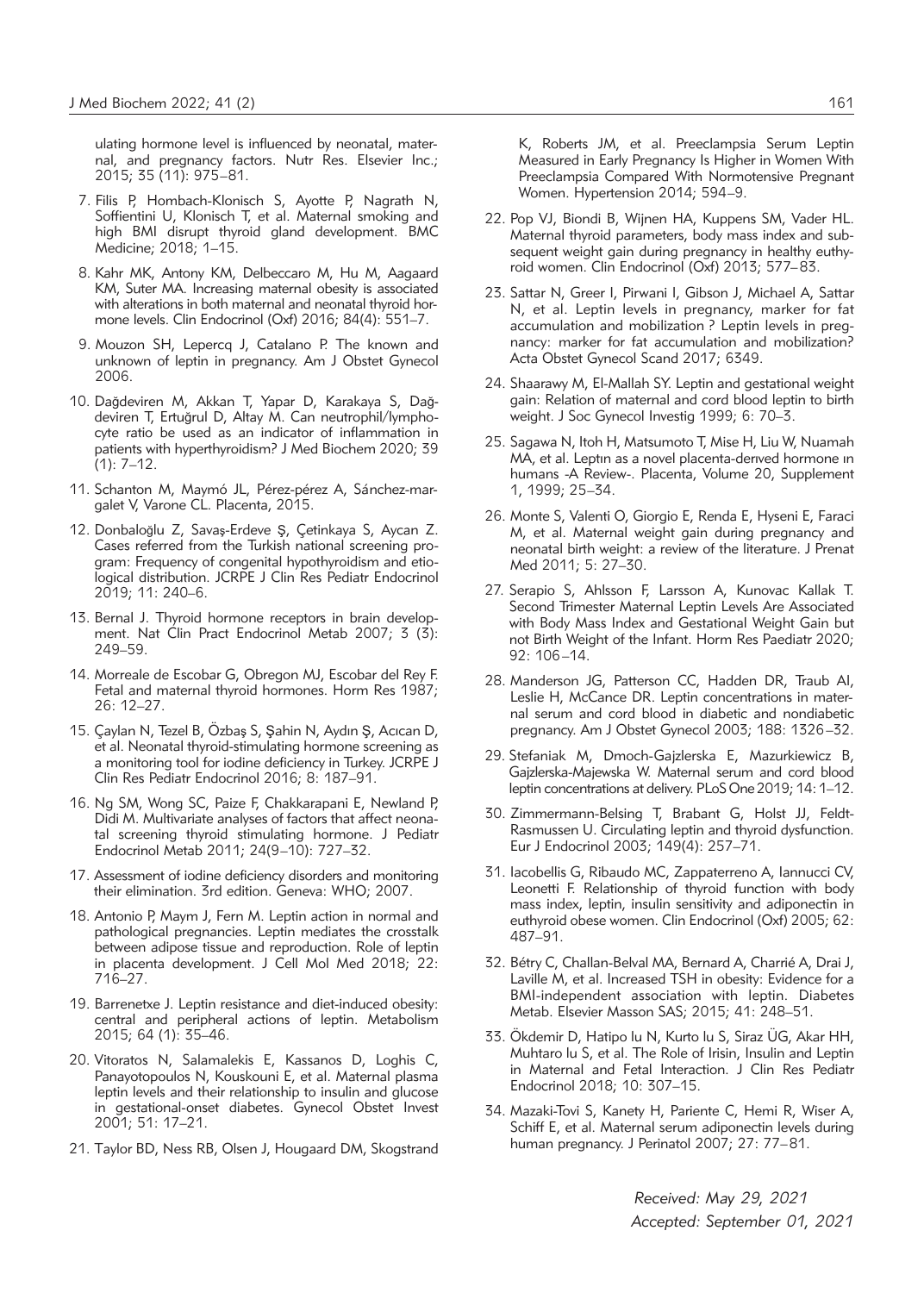ulating hormone level is influenced by neonatal, maternal, and pregnancy factors. Nutr Res. Elsevier Inc.; 2015; 35 (11): 975–81.

7. Filis P, Hombach-Klonisch S, Ayotte P, Nagrath N, Soffientini U, Klonisch T, et al. Maternal smoking and high BMI disrupt thyroid gland development. BMC Medicine; 2018; 1–15.

8. Kahr MK, Antony KM, Delbeccaro M, Hu M, Aagaard KM, Suter MA. Increasing maternal obesity is associated with alterations in both maternal and neonatal thyroid hormone levels. Clin Endocrinol (Oxf) 2016; 84(4): 551–7.

9. Mouzon SH, Lepercq J, Catalano P. The known and unknown of leptin in pregnancy. Am J Obstet Gynecol 2006.

10. Dağdeviren M, Akkan T, Yapar D, Karakaya S, Dağdeviren T, Ertuğrul D, Altay M. Can neutrophil/lymphocyte ratio be used as an indicator of inflammation in patients with hyperthyroidism? J Med Biochem 2020; 39 (1): 7–12.

11. Schanton M, Maymó JL, Pérez-pérez A, Sánchez-margalet V, Varone CL. Placenta, 2015.

12. Donbaloğlu Z, Savaş-Erdeve Ş, Çetinkaya S, Aycan Z. Cases referred from the Turkish national screening program: Frequency of congenital hypothyroidism and etiological distribution. JCRPE J Clin Res Pediatr Endocrinol 2019; 11: 240–6.

13. Bernal J. Thyroid hormone receptors in brain development. Nat Clin Pract Endocrinol Metab 2007; 3 (3): 249–59.

14. Morreale de Escobar G, Obregon MJ, Escobar del Rey F. Fetal and maternal thyroid hormones. Horm Res 1987; 26: 12–27.

15. Çaylan N, Tezel B, Özbaş S, Şahin N, Aydın Ş, Acıcan D, et al. Neonatal thyroid-stimulating hormone screening as a monitoring tool for iodine deficiency in Turkey. JCRPE J Clin Res Pediatr Endocrinol 2016; 8: 187–91.

16. Ng SM, Wong SC, Paize F, Chakkarapani E, Newland P, Didi M. Multivariate analyses of factors that affect neonatal screening thyroid stimulating hormone. J Pediatr Endocrinol Metab 2011; 24(9–10): 727–32.

17. Assessment of iodine deficiency disorders and monitoring their elimination. 3rd edition. Geneva: WHO; 2007.

18. Antonio P, Maym J, Fern M. Leptin action in normal and pathological pregnancies. Leptin mediates the crosstalk between adipose tissue and reproduction. Role of leptin in placenta development. J Cell Mol Med 2018; 22: 716–27.

19. Barrenetxe J. Leptin resistance and diet-induced obesity: central and peripheral actions of leptin. Metabolism 2015; 64 (1): 35–46.

20. Vitoratos N, Salamalekis E, Kassanos D, Loghis C, Panayotopoulos N, Kouskouni E, et al. Maternal plasma leptin levels and their relationship to insulin and glucose in gestational-onset diabetes. Gynecol Obstet Invest 2001; 51: 17–21.

21. Taylor BD, Ness RB, Olsen J, Hougaard DM, Skogstrand K, Roberts JM, et al. Preeclampsia Serum Leptin Measured in Early Pregnancy Is Higher in Women With Preeclampsia Compared With Normotensive Pregnant Women. Hypertension 2014; 594–9.

22. Pop VJ, Biondi B, Wijnen HA, Kuppens SM, Vader HL. Maternal thyroid parameters, body mass index and subsequent weight gain during pregnancy in healthy euthyroid women. Clin Endocrinol (Oxf) 2013; 577–83.

23. Sattar N, Greer I, Pirwani I, Gibson J, Michael A, Sattar N, et al. Leptin levels in pregnancy, marker for fat accumulation and mobilization ? Leptin levels in pregnancy: marker for fat accumulation and mobilization? Acta Obstet Gynecol Scand 2017; 6349.

24. Shaarawy M, El-Mallah SY. Leptin and gestational weight gain: Relation of maternal and cord blood leptin to birth weight. J Soc Gynecol Investig 1999; 6: 70–3.

25. Sagawa N, Itoh H, Matsumoto T, Mise H, Liu W, Nuamah MA, et al. Leptın as a novel placenta-derıved hormone ın humans -A Review-. Placenta, Volume 20, Supplement 1, 1999; 25–34.

26. Monte S, Valenti O, Giorgio E, Renda E, Hyseni E, Faraci M, et al. Maternal weight gain during pregnancy and neonatal birth weight: a review of the literature. J Prenat Med 2011; 5: 27–30.

27. Serapio S, Ahlsson F, Larsson A, Kunovac Kallak T. Second Trimester Maternal Leptin Levels Are Associated with Body Mass Index and Gestational Weight Gain but not Birth Weight of the Infant. Horm Res Paediatr 2020; 92: 106–14.

28. Manderson JG, Patterson CC, Hadden DR, Traub AI, Leslie H, McCance DR. Leptin concentrations in maternal serum and cord blood in diabetic and nondiabetic pregnancy. Am J Obstet Gynecol 2003; 188: 1326–32.

29. Stefaniak M, Dmoch-Gajzlerska E, Mazurkiewicz B, Gajzlerska-Majewska W. Maternal serum and cord blood leptin concentrations at delivery. PLoS One 2019; 14: 1–12.

30. Zimmermann-Belsing T, Brabant G, Holst JJ, Feldt-Rasmussen U. Circulating leptin and thyroid dysfunction. Eur J Endocrinol 2003; 149(4): 257–71.

31. Iacobellis G, Ribaudo MC, Zappaterreno A, Iannucci CV, Leonetti F. Relationship of thyroid function with body mass index, leptin, insulin sensitivity and adiponectin in euthyroid obese women. Clin Endocrinol (Oxf) 2005; 62: 487–91.

32. Bétry C, Challan-Belval MA, Bernard A, Charrié A, Drai J, Laville M, et al. Increased TSH in obesity: Evidence for a BMI-independent association with leptin. Diabetes Metab. Elsevier Masson SAS; 2015; 41: 248–51.

33. Ökdemir D, Hatipo lu N, Kurto lu S, Siraz ÜG, Akar HH, Muhtaro lu S, et al. The Role of Irisin, Insulin and Leptin in Maternal and Fetal Interaction. J Clin Res Pediatr Endocrinol 2018; 10: 307–15.

34. Mazaki-Tovi S, Kanety H, Pariente C, Hemi R, Wiser A, Schiff E, et al. Maternal serum adiponectin levels during human pregnancy. J Perinatol 2007; 27: 77–81.

*Received: May 29, 2021*
*Accepted: September 01, 2021*